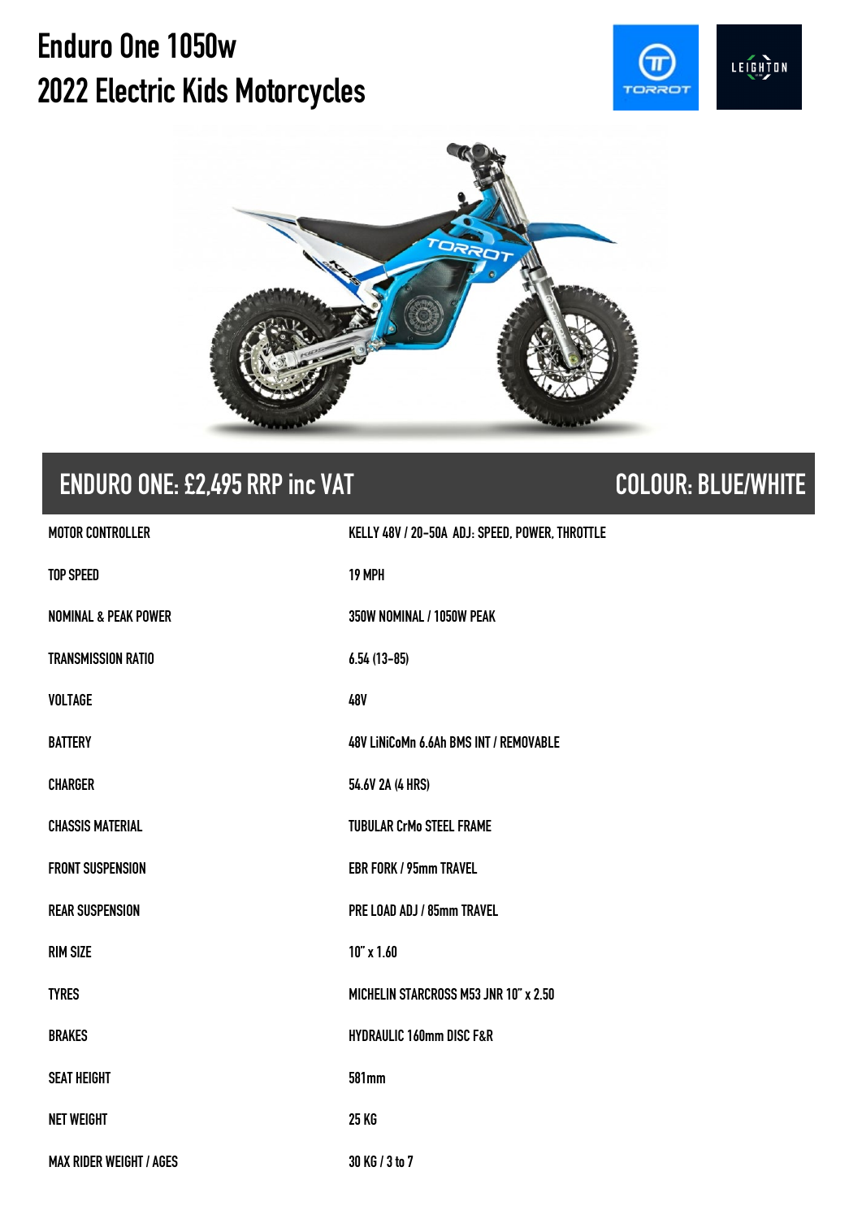# Enduro One 1050w
# 2022 Electric Kids Motorcycles

## ENDURO ONE: £2,495 RRP inc VAT — COLOUR: BLUE/WHITE

| | |
|---|---|
| MOTOR CONTROLLER | KELLY 48V / 20-50A ADJ: SPEED, POWER, THROTTLE |
| TOP SPEED | 19 MPH |
| NOMINAL & PEAK POWER | 350W NOMINAL / 1050W PEAK |
| TRANSMISSION RATIO | 6.54 (13-85) |
| VOLTAGE | 48V |
| BATTERY | 48V LiNiCoMn 6.6Ah BMS INT / REMOVABLE |
| CHARGER | 54.6V 2A (4 HRS) |
| CHASSIS MATERIAL | TUBULAR CrMo STEEL FRAME |
| FRONT SUSPENSION | EBR FORK / 95mm TRAVEL |
| REAR SUSPENSION | PRE LOAD ADJ / 85mm TRAVEL |
| RIM SIZE | 10" x 1.60 |
| TYRES | MICHELIN STARCROSS M53 JNR 10" x 2.50 |
| BRAKES | HYDRAULIC 160mm DISC F&R |
| SEAT HEIGHT | 581mm |
| NET WEIGHT | 25 KG |
| MAX RIDER WEIGHT / AGES | 30 KG / 3 to 7 |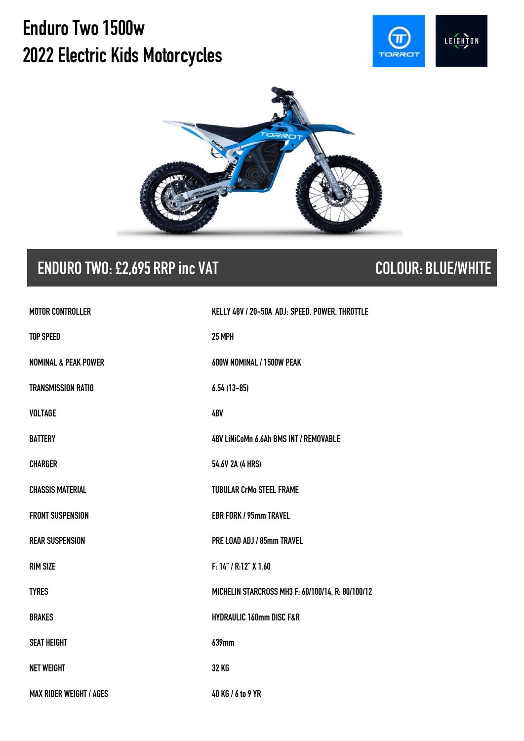# Enduro Two 1500w
# 2022 Electric Kids Motorcycles

## ENDURO TWO: £2,695 RRP inc VAT — COLOUR: BLUE/WHITE

| | |
|---|---|
| MOTOR CONTROLLER | KELLY 48V / 20-50A ADJ: SPEED, POWER, THROTTLE |
| TOP SPEED | 25 MPH |
| NOMINAL & PEAK POWER | 600W NOMINAL / 1500W PEAK |
| TRANSMISSION RATIO | 6.54 (13-85) |
| VOLTAGE | 48V |
| BATTERY | 48V LiNiCoMn 6.6Ah BMS INT / REMOVABLE |
| CHARGER | 54.6V 2A (4 HRS) |
| CHASSIS MATERIAL | TUBULAR CrMo STEEL FRAME |
| FRONT SUSPENSION | EBR FORK / 95mm TRAVEL |
| REAR SUSPENSION | PRE LOAD ADJ / 85mm TRAVEL |
| RIM SIZE | F: 14" / R:12" X 1.60 |
| TYRES | MICHELIN STARCROSS MH3 F: 60/100/14, R: 80/100/12 |
| BRAKES | HYDRAULIC 160mm DISC F&R |
| SEAT HEIGHT | 639mm |
| NET WEIGHT | 32 KG |
| MAX RIDER WEIGHT / AGES | 40 KG / 6 to 9 YR |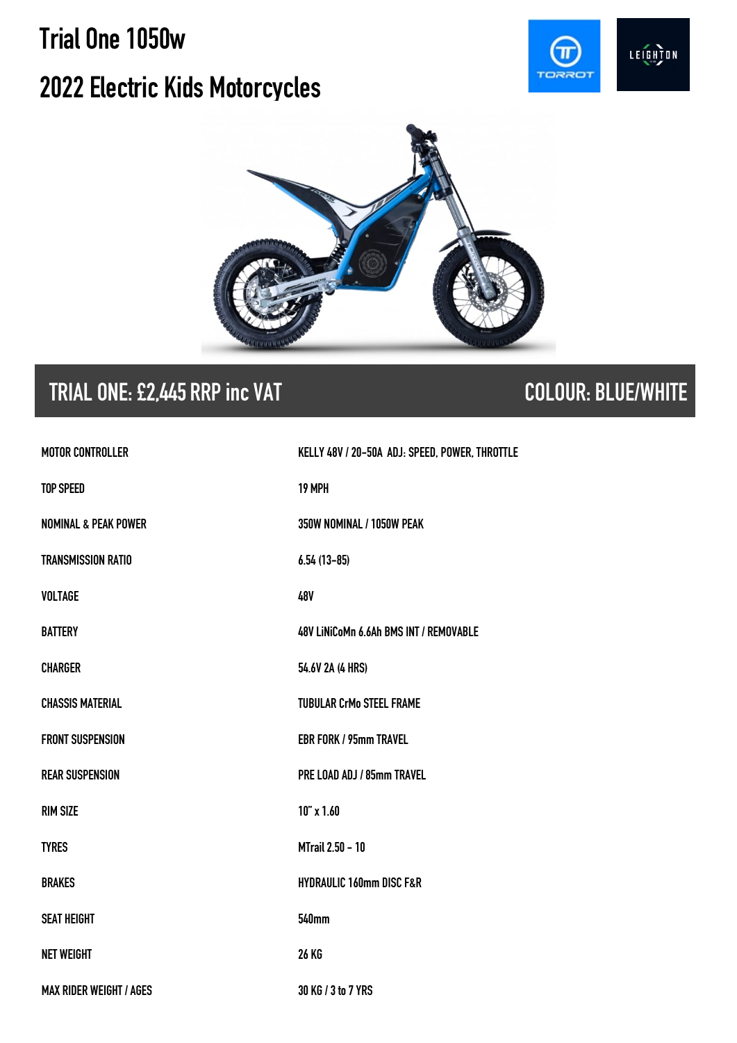# Trial One 1050w

# 2022 Electric Kids Motorcycles

## TRIAL ONE: £2,445 RRP inc VAT    COLOUR: BLUE/WHITE

| | |
|---|---|
| MOTOR CONTROLLER | KELLY 48V / 20-50A ADJ: SPEED, POWER, THROTTLE |
| TOP SPEED | 19 MPH |
| NOMINAL & PEAK POWER | 350W NOMINAL / 1050W PEAK |
| TRANSMISSION RATIO | 6.54 (13-85) |
| VOLTAGE | 48V |
| BATTERY | 48V LiNiCoMn 6.6Ah BMS INT / REMOVABLE |
| CHARGER | 54.6V 2A (4 HRS) |
| CHASSIS MATERIAL | TUBULAR CrMo STEEL FRAME |
| FRONT SUSPENSION | EBR FORK / 95mm TRAVEL |
| REAR SUSPENSION | PRE LOAD ADJ / 85mm TRAVEL |
| RIM SIZE | 10" x 1.60 |
| TYRES | MTrail 2.50 - 10 |
| BRAKES | HYDRAULIC 160mm DISC F&R |
| SEAT HEIGHT | 540mm |
| NET WEIGHT | 26 KG |
| MAX RIDER WEIGHT / AGES | 30 KG / 3 to 7 YRS |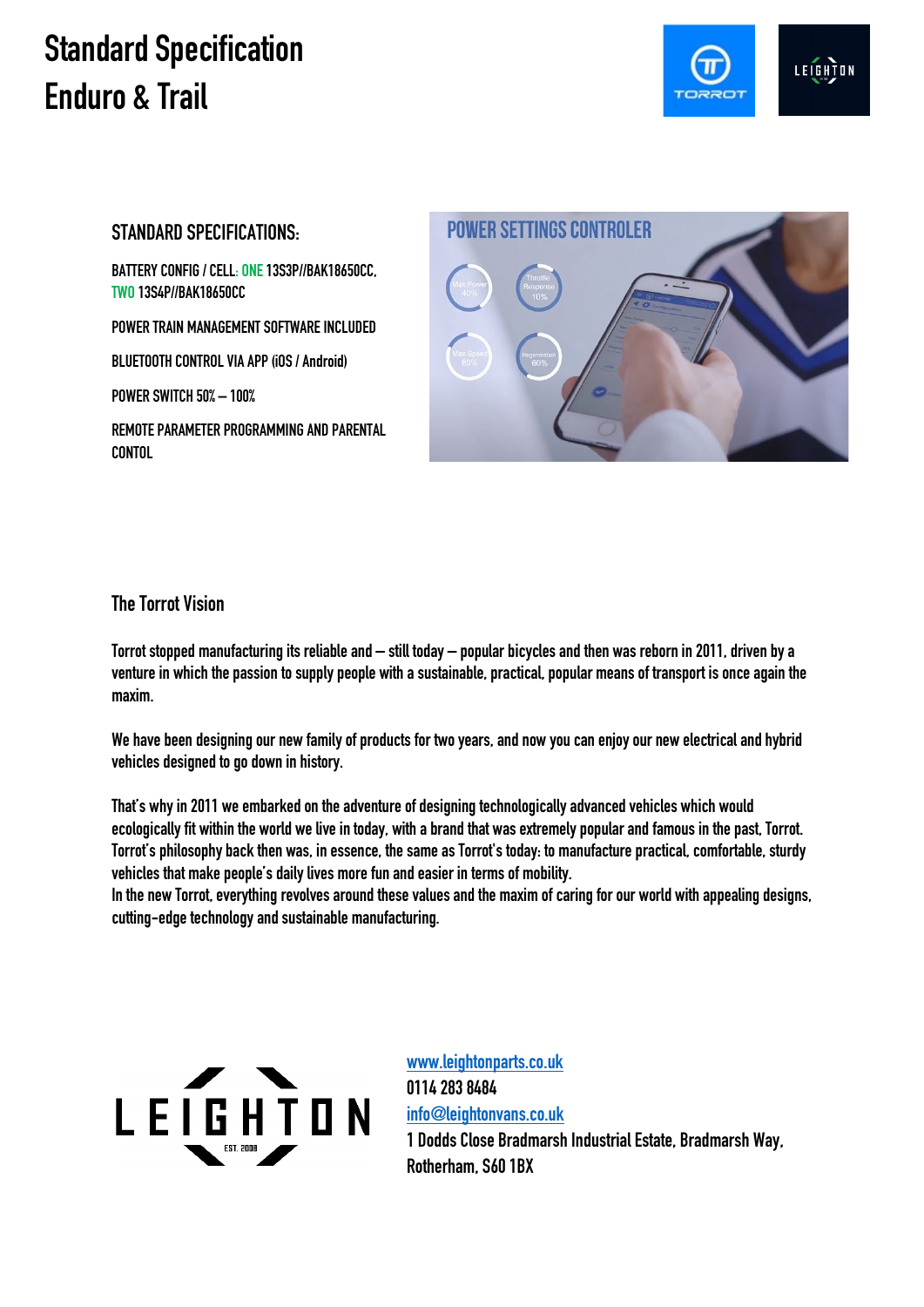# Standard Specification
# Enduro & Trail

## STANDARD SPECIFICATIONS:

BATTERY CONFIG / CELL: ONE 13S3P//BAK18650CC, TWO 13S4P//BAK18650CC

POWER TRAIN MANAGEMENT SOFTWARE INCLUDED

BLUETOOTH CONTROL VIA APP (iOS / Android)

POWER SWITCH 50% – 100%

REMOTE PARAMETER PROGRAMMING AND PARENTAL CONTOL

POWER SETTINGS CONTROLER

Max Power 40%

Throttle Response 10%

Max Speed 60%

Regeneration 60%

## The Torrot Vision

Torrot stopped manufacturing its reliable and – still today – popular bicycles and then was reborn in 2011, driven by a venture in which the passion to supply people with a sustainable, practical, popular means of transport is once again the maxim.

We have been designing our new family of products for two years, and now you can enjoy our new electrical and hybrid vehicles designed to go down in history.

That's why in 2011 we embarked on the adventure of designing technologically advanced vehicles which would ecologically fit within the world we live in today, with a brand that was extremely popular and famous in the past, Torrot. Torrot's philosophy back then was, in essence, the same as Torrot's today: to manufacture practical, comfortable, sturdy vehicles that make people's daily lives more fun and easier in terms of mobility.
In the new Torrot, everything revolves around these values and the maxim of caring for our world with appealing designs, cutting-edge technology and sustainable manufacturing.

LEIGHTON EST. 2008

www.leightonparts.co.uk
0114 283 8484
info@leightonvans.co.uk
1 Dodds Close Bradmarsh Industrial Estate, Bradmarsh Way, Rotherham, S60 1BX